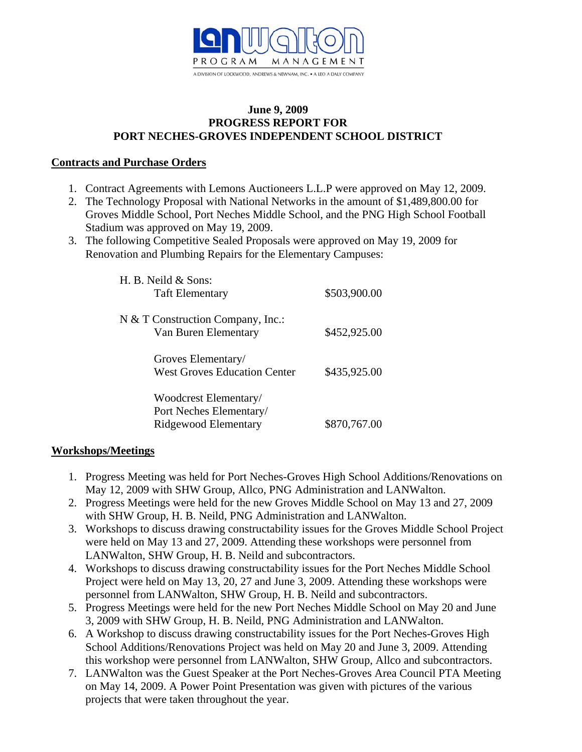LANWalton PROGRAM MANAGEMENT

A DIVISION OF LOCKWOOD, ANDREWS & NEWNAM, INC. • A LEO A DALY COMPANY

**June 9, 2009**
**PROGRESS REPORT FOR**
**PORT NECHES-GROVES INDEPENDENT SCHOOL DISTRICT**

## Contracts and Purchase Orders

1. Contract Agreements with Lemons Auctioneers L.L.P were approved on May 12, 2009.
2. The Technology Proposal with National Networks in the amount of $1,489,800.00 for Groves Middle School, Port Neches Middle School, and the PNG High School Football Stadium was approved on May 19, 2009.
3. The following Competitive Sealed Proposals were approved on May 19, 2009 for Renovation and Plumbing Repairs for the Elementary Campuses:

| Contractor / Campus | Amount |
|---|---|
| **H. B. Neild & Sons:** | |
| Taft Elementary | $503,900.00 |
| **N & T Construction Company, Inc.:** | |
| Van Buren Elementary | $452,925.00 |
| Groves Elementary/ West Groves Education Center | $435,925.00 |
| Woodcrest Elementary/ Port Neches Elementary/ Ridgewood Elementary | $870,767.00 |

## Workshops/Meetings

1. Progress Meeting was held for Port Neches-Groves High School Additions/Renovations on May 12, 2009 with SHW Group, Allco, PNG Administration and LANWalton.
2. Progress Meetings were held for the new Groves Middle School on May 13 and 27, 2009 with SHW Group, H. B. Neild, PNG Administration and LANWalton.
3. Workshops to discuss drawing constructability issues for the Groves Middle School Project were held on May 13 and 27, 2009. Attending these workshops were personnel from LANWalton, SHW Group, H. B. Neild and subcontractors.
4. Workshops to discuss drawing constructability issues for the Port Neches Middle School Project were held on May 13, 20, 27 and June 3, 2009. Attending these workshops were personnel from LANWalton, SHW Group, H. B. Neild and subcontractors.
5. Progress Meetings were held for the new Port Neches Middle School on May 20 and June 3, 2009 with SHW Group, H. B. Neild, PNG Administration and LANWalton.
6. A Workshop to discuss drawing constructability issues for the Port Neches-Groves High School Additions/Renovations Project was held on May 20 and June 3, 2009. Attending this workshop were personnel from LANWalton, SHW Group, Allco and subcontractors.
7. LANWalton was the Guest Speaker at the Port Neches-Groves Area Council PTA Meeting on May 14, 2009. A Power Point Presentation was given with pictures of the various projects that were taken throughout the year.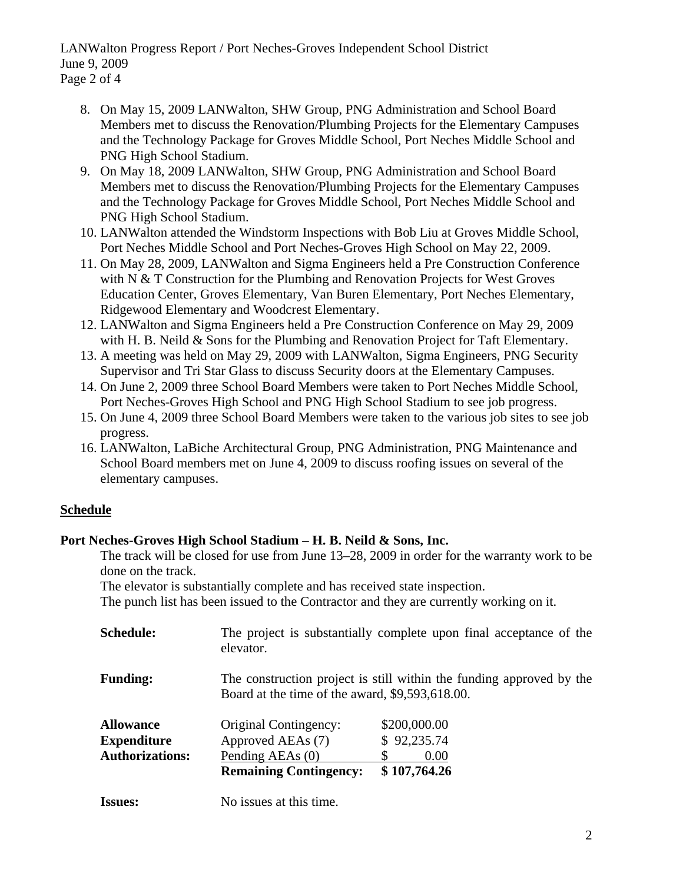8. On May 15, 2009 LANWalton, SHW Group, PNG Administration and School Board Members met to discuss the Renovation/Plumbing Projects for the Elementary Campuses and the Technology Package for Groves Middle School, Port Neches Middle School and PNG High School Stadium.
9. On May 18, 2009 LANWalton, SHW Group, PNG Administration and School Board Members met to discuss the Renovation/Plumbing Projects for the Elementary Campuses and the Technology Package for Groves Middle School, Port Neches Middle School and PNG High School Stadium.
10. LANWalton attended the Windstorm Inspections with Bob Liu at Groves Middle School, Port Neches Middle School and Port Neches-Groves High School on May 22, 2009.
11. On May 28, 2009, LANWalton and Sigma Engineers held a Pre Construction Conference with N & T Construction for the Plumbing and Renovation Projects for West Groves Education Center, Groves Elementary, Van Buren Elementary, Port Neches Elementary, Ridgewood Elementary and Woodcrest Elementary.
12. LANWalton and Sigma Engineers held a Pre Construction Conference on May 29, 2009 with H. B. Neild & Sons for the Plumbing and Renovation Project for Taft Elementary.
13. A meeting was held on May 29, 2009 with LANWalton, Sigma Engineers, PNG Security Supervisor and Tri Star Glass to discuss Security doors at the Elementary Campuses.
14. On June 2, 2009 three School Board Members were taken to Port Neches Middle School, Port Neches-Groves High School and PNG High School Stadium to see job progress.
15. On June 4, 2009 three School Board Members were taken to the various job sites to see job progress.
16. LANWalton, LaBiche Architectural Group, PNG Administration, PNG Maintenance and School Board members met on June 4, 2009 to discuss roofing issues on several of the elementary campuses.

## Schedule

**Port Neches-Groves High School Stadium – H. B. Neild & Sons, Inc.**

The track will be closed for use from June 13–28, 2009 in order for the warranty work to be done on the track.

The elevator is substantially complete and has received state inspection.

The punch list has been issued to the Contractor and they are currently working on it.

**Schedule:** The project is substantially complete upon final acceptance of the elevator.

**Funding:** The construction project is still within the funding approved by the Board at the time of the award, $9,593,618.00.

| **Allowance Expenditure Authorizations:** | | |
|---|---|---|
| | Original Contingency: | $200,000.00 |
| | Approved AEAs (7) | $ 92,235.74 |
| | Pending AEAs (0) | $ 0.00 |
| | **Remaining Contingency:** | **$ 107,764.26** |

**Issues:** No issues at this time.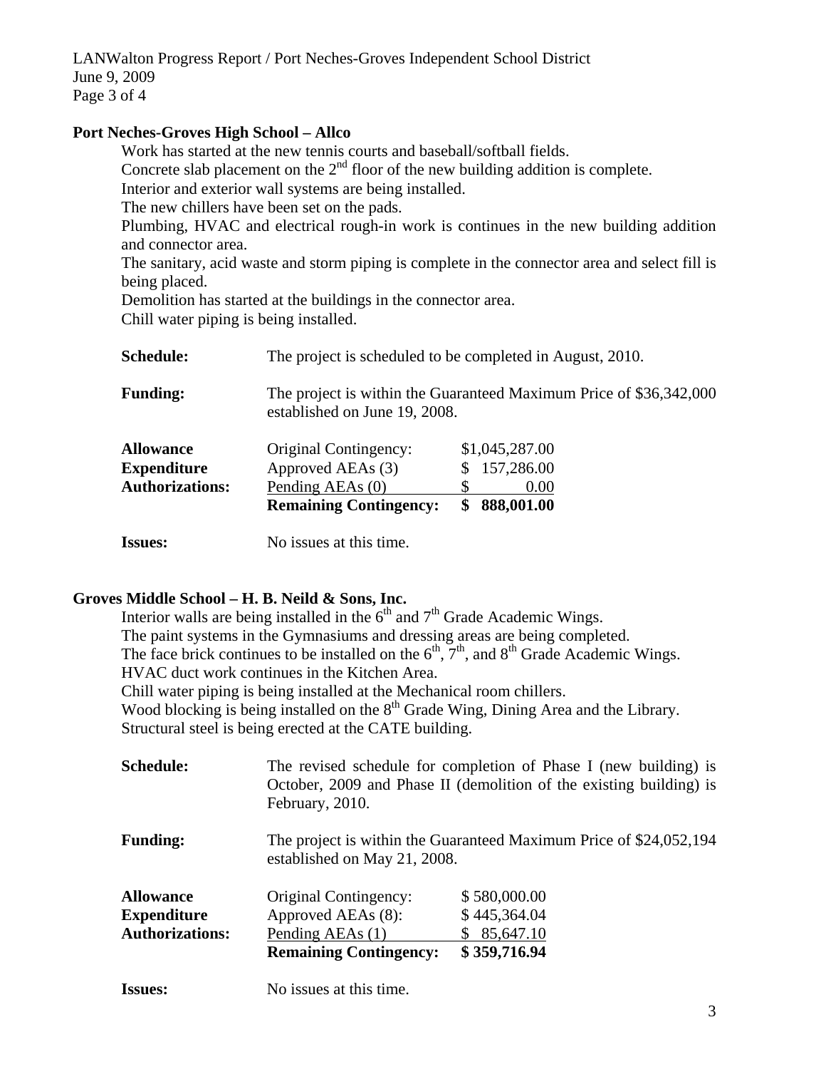**Port Neches-Groves High School – Allco**

Work has started at the new tennis courts and baseball/softball fields.
Concrete slab placement on the 2nd floor of the new building addition is complete.
Interior and exterior wall systems are being installed.
The new chillers have been set on the pads.
Plumbing, HVAC and electrical rough-in work is continues in the new building addition and connector area.
The sanitary, acid waste and storm piping is complete in the connector area and select fill is being placed.
Demolition has started at the buildings in the connector area.
Chill water piping is being installed.

**Schedule:** The project is scheduled to be completed in August, 2010.

**Funding:** The project is within the Guaranteed Maximum Price of $36,342,000 established on June 19, 2008.

| **Allowance Expenditure Authorizations:** | | |
|---|---|---|
| | Original Contingency: | $1,045,287.00 |
| | Approved AEAs (3) | $ 157,286.00 |
| | Pending AEAs (0) | $ 0.00 |
| | **Remaining Contingency:** | **$ 888,001.00** |

**Issues:** No issues at this time.

**Groves Middle School – H. B. Neild & Sons, Inc.**

Interior walls are being installed in the 6th and 7th Grade Academic Wings.
The paint systems in the Gymnasiums and dressing areas are being completed.
The face brick continues to be installed on the 6th, 7th, and 8th Grade Academic Wings.
HVAC duct work continues in the Kitchen Area.
Chill water piping is being installed at the Mechanical room chillers.
Wood blocking is being installed on the 8th Grade Wing, Dining Area and the Library.
Structural steel is being erected at the CATE building.

**Schedule:** The revised schedule for completion of Phase I (new building) is October, 2009 and Phase II (demolition of the existing building) is February, 2010.

**Funding:** The project is within the Guaranteed Maximum Price of $24,052,194 established on May 21, 2008.

| **Allowance Expenditure Authorizations:** | | |
|---|---|---|
| | Original Contingency: | $ 580,000.00 |
| | Approved AEAs (8): | $ 445,364.04 |
| | Pending AEAs (1) | $ 85,647.10 |
| | **Remaining Contingency:** | **$ 359,716.94** |

**Issues:** No issues at this time.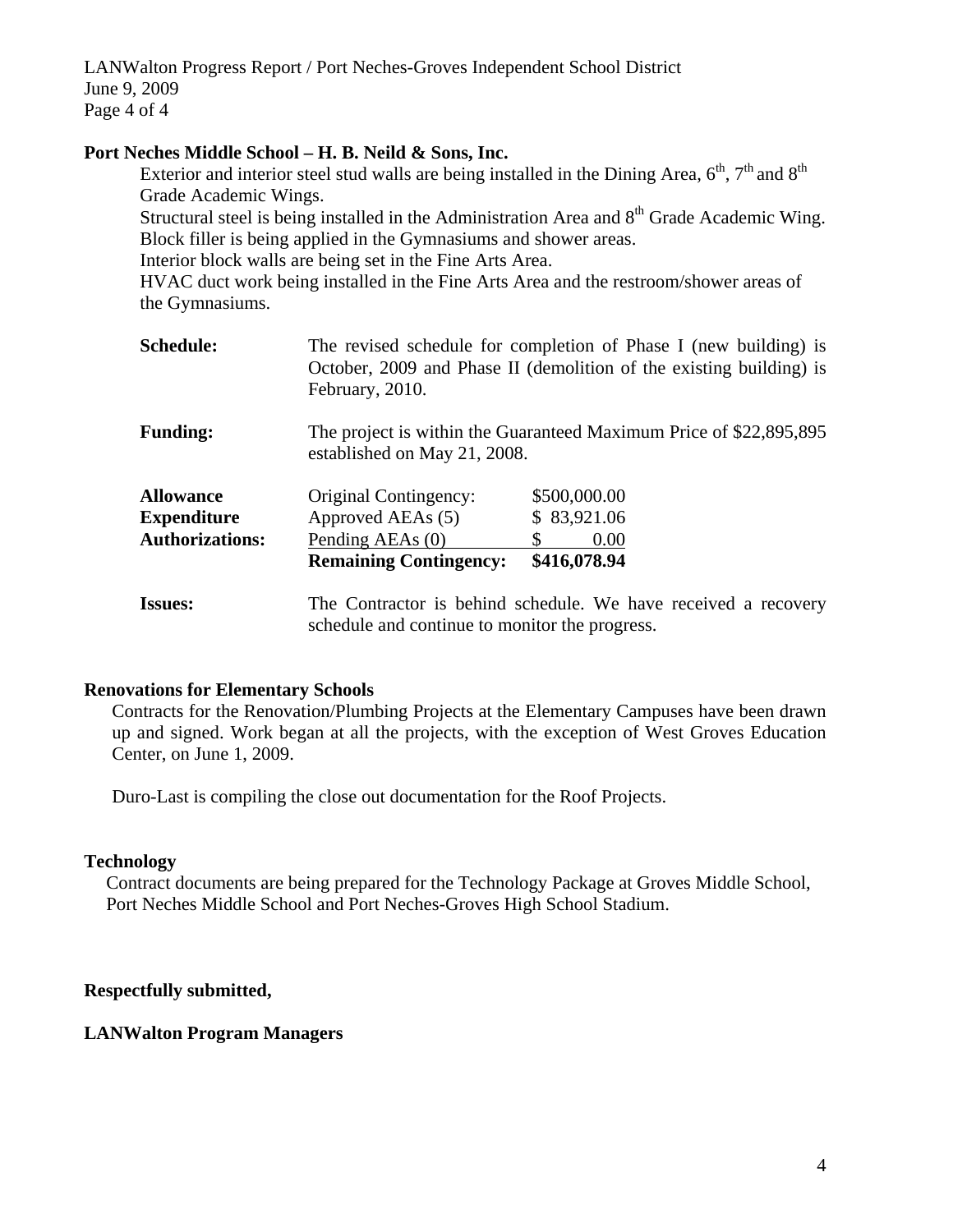**Port Neches Middle School – H. B. Neild & Sons, Inc.**

Exterior and interior steel stud walls are being installed in the Dining Area, 6th, 7th and 8th Grade Academic Wings.
Structural steel is being installed in the Administration Area and 8th Grade Academic Wing.
Block filler is being applied in the Gymnasiums and shower areas.
Interior block walls are being set in the Fine Arts Area.
HVAC duct work being installed in the Fine Arts Area and the restroom/shower areas of the Gymnasiums.

**Schedule:** The revised schedule for completion of Phase I (new building) is October, 2009 and Phase II (demolition of the existing building) is February, 2010.

**Funding:** The project is within the Guaranteed Maximum Price of $22,895,895 established on May 21, 2008.

| | | |
|---|---|---|
| **Allowance Expenditure Authorizations:** | Original Contingency: | $500,000.00 |
| | Approved AEAs (5) | $ 83,921.06 |
| | Pending AEAs (0) | $ 0.00 |
| | **Remaining Contingency:** | **$416,078.94** |

**Issues:** The Contractor is behind schedule. We have received a recovery schedule and continue to monitor the progress.

**Renovations for Elementary Schools**

Contracts for the Renovation/Plumbing Projects at the Elementary Campuses have been drawn up and signed. Work began at all the projects, with the exception of West Groves Education Center, on June 1, 2009.

Duro-Last is compiling the close out documentation for the Roof Projects.

**Technology**

Contract documents are being prepared for the Technology Package at Groves Middle School, Port Neches Middle School and Port Neches-Groves High School Stadium.

**Respectfully submitted,**

**LANWalton Program Managers**